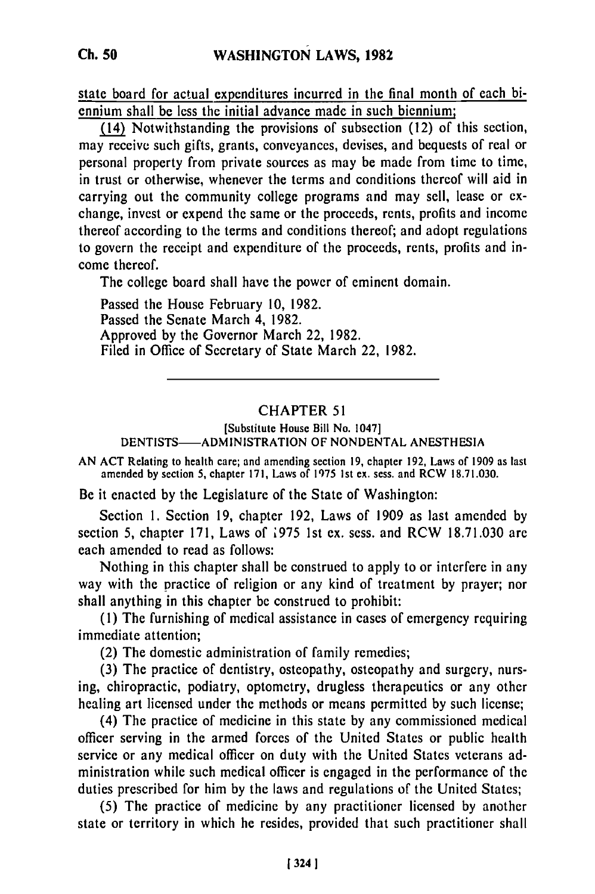state board for actual expenditures incurred in the final month of each biennium shall be less the initial advance made in such biennium;

(14) Notwithstanding the provisions of subsection (12) of this section, may receive such gifts, grants, conveyances, devises, and bequests of real or personal property from private sources as may be made from time to time, in trust or otherwise, whenever the terms and conditions thereof will aid in carrying out the community college programs and may sell, lease or exchange, invest or expend the same or the proceeds, rents, profits and income thereof according to the terms and conditions thereof; and adopt regulations to govern the receipt and expenditure of the proceeds, rents, profits and income thereof.

The college board shall have the power of eminent domain.

Passed the House February 10, 1982.
Passed the Senate March 4, 1982.
Approved by the Governor March 22, 1982.
Filed in Office of Secretary of State March 22, 1982.

---

## CHAPTER 51

[Substitute House Bill No. 1047]

DENTISTS—ADMINISTRATION OF NONDENTAL ANESTHESIA

AN ACT Relating to health care; and amending section 19, chapter 192, Laws of 1909 as last amended by section 5, chapter 171, Laws of 1975 1st ex. sess. and RCW 18.71.030.

Be it enacted by the Legislature of the State of Washington:

Section 1. Section 19, chapter 192, Laws of 1909 as last amended by section 5, chapter 171, Laws of 1975 1st ex. sess. and RCW 18.71.030 are each amended to read as follows:

Nothing in this chapter shall be construed to apply to or interfere in any way with the practice of religion or any kind of treatment by prayer; nor shall anything in this chapter be construed to prohibit:

(1) The furnishing of medical assistance in cases of emergency requiring immediate attention;

(2) The domestic administration of family remedies;

(3) The practice of dentistry, osteopathy, osteopathy and surgery, nursing, chiropractic, podiatry, optometry, drugless therapeutics or any other healing art licensed under the methods or means permitted by such license;

(4) The practice of medicine in this state by any commissioned medical officer serving in the armed forces of the United States or public health service or any medical officer on duty with the United States veterans administration while such medical officer is engaged in the performance of the duties prescribed for him by the laws and regulations of the United States;

(5) The practice of medicine by any practitioner licensed by another state or territory in which he resides, provided that such practitioner shall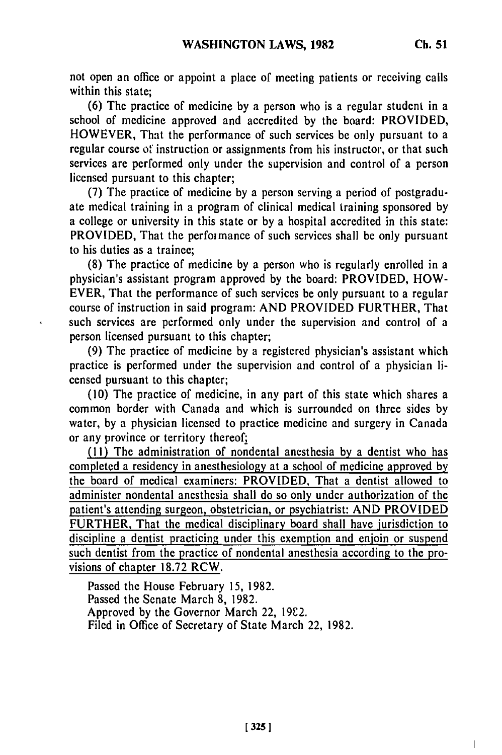not open an office or appoint a place of meeting patients or receiving calls within this state;

(6) The practice of medicine by a person who is a regular student in a school of medicine approved and accredited by the board: PROVIDED, HOWEVER, That the performance of such services be only pursuant to a regular course of instruction or assignments from his instructor, or that such services are performed only under the supervision and control of a person licensed pursuant to this chapter;

(7) The practice of medicine by a person serving a period of postgraduate medical training in a program of clinical medical training sponsored by a college or university in this state or by a hospital accredited in this state: PROVIDED, That the performance of such services shall be only pursuant to his duties as a trainee;

(8) The practice of medicine by a person who is regularly enrolled in a physician's assistant program approved by the board: PROVIDED, HOWEVER, That the performance of such services be only pursuant to a regular course of instruction in said program: AND PROVIDED FURTHER, That such services are performed only under the supervision and control of a person licensed pursuant to this chapter;

(9) The practice of medicine by a registered physician's assistant which practice is performed under the supervision and control of a physician licensed pursuant to this chapter;

(10) The practice of medicine, in any part of this state which shares a common border with Canada and which is surrounded on three sides by water, by a physician licensed to practice medicine and surgery in Canada or any province or territory thereof;

(11) The administration of nondental anesthesia by a dentist who has completed a residency in anesthesiology at a school of medicine approved by the board of medical examiners: PROVIDED, That a dentist allowed to administer nondental anesthesia shall do so only under authorization of the patient's attending surgeon, obstetrician, or psychiatrist: AND PROVIDED FURTHER, That the medical disciplinary board shall have jurisdiction to discipline a dentist practicing under this exemption and enjoin or suspend such dentist from the practice of nondental anesthesia according to the provisions of chapter 18.72 RCW.

Passed the House February 15, 1982.
Passed the Senate March 8, 1982.
Approved by the Governor March 22, 1982.
Filed in Office of Secretary of State March 22, 1982.